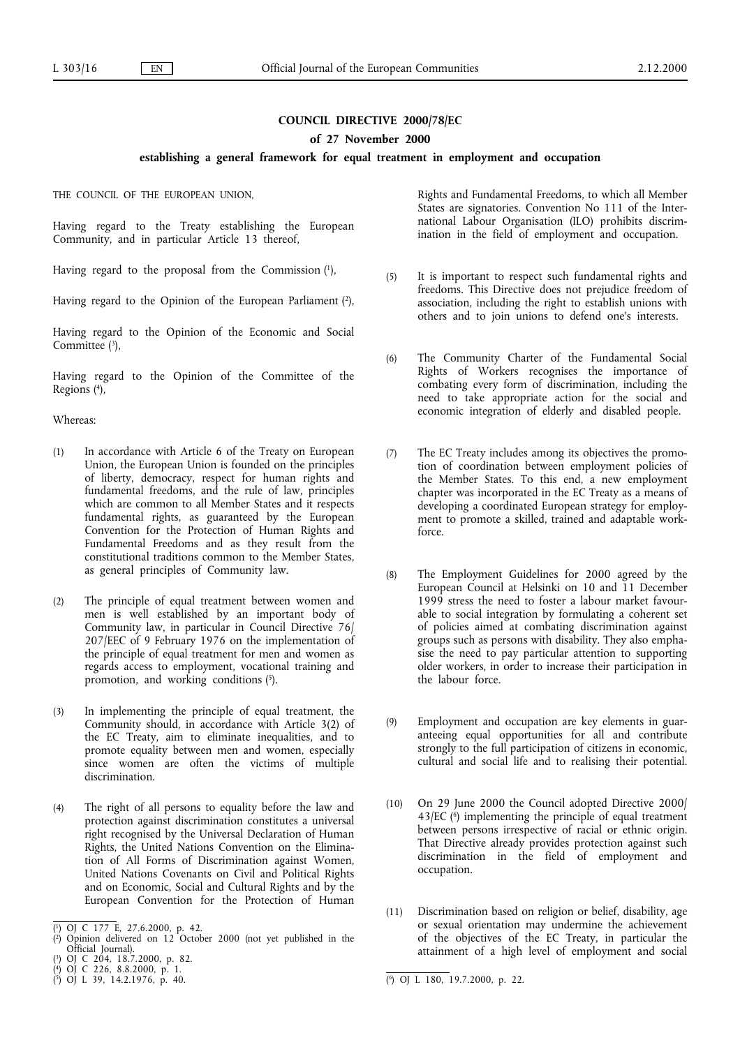# COUNCIL DIRECTIVE 2000/78/EC

## of 27 November 2000

## establishing a general framework for equal treatment in employment and occupation

THE COUNCIL OF THE EUROPEAN UNION,

Having regard to the Treaty establishing the European Community, and in particular Article 13 thereof,

Having regard to the proposal from the Commission [1],

Having regard to the Opinion of the European Parliament [2],

Having regard to the Opinion of the Economic and Social Committee [3],

Having regard to the Opinion of the Committee of the Regions [4],

Whereas:

(1) In accordance with Article 6 of the Treaty on European Union, the European Union is founded on the principles of liberty, democracy, respect for human rights and fundamental freedoms, and the rule of law, principles which are common to all Member States and it respects fundamental rights, as guaranteed by the European Convention for the Protection of Human Rights and Fundamental Freedoms and as they result from the constitutional traditions common to the Member States, as general principles of Community law.

(2) The principle of equal treatment between women and men is well established by an important body of Community law, in particular in Council Directive 76/207/EEC of 9 February 1976 on the implementation of the principle of equal treatment for men and women as regards access to employment, vocational training and promotion, and working conditions [5].

(3) In implementing the principle of equal treatment, the Community should, in accordance with Article 3(2) of the EC Treaty, aim to eliminate inequalities, and to promote equality between men and women, especially since women are often the victims of multiple discrimination.

(4) The right of all persons to equality before the law and protection against discrimination constitutes a universal right recognised by the Universal Declaration of Human Rights, the United Nations Convention on the Elimination of All Forms of Discrimination against Women, United Nations Covenants on Civil and Political Rights and on Economic, Social and Cultural Rights and by the European Convention for the Protection of Human Rights and Fundamental Freedoms, to which all Member States are signatories. Convention No 111 of the International Labour Organisation (ILO) prohibits discrimination in the field of employment and occupation.

(5) It is important to respect such fundamental rights and freedoms. This Directive does not prejudice freedom of association, including the right to establish unions with others and to join unions to defend one's interests.

(6) The Community Charter of the Fundamental Social Rights of Workers recognises the importance of combating every form of discrimination, including the need to take appropriate action for the social and economic integration of elderly and disabled people.

(7) The EC Treaty includes among its objectives the promotion of coordination between employment policies of the Member States. To this end, a new employment chapter was incorporated in the EC Treaty as a means of developing a coordinated European strategy for employment to promote a skilled, trained and adaptable workforce.

(8) The Employment Guidelines for 2000 agreed by the European Council at Helsinki on 10 and 11 December 1999 stress the need to foster a labour market favourable to social integration by formulating a coherent set of policies aimed at combating discrimination against groups such as persons with disability. They also emphasise the need to pay particular attention to supporting older workers, in order to increase their participation in the labour force.

(9) Employment and occupation are key elements in guaranteeing equal opportunities for all and contribute strongly to the full participation of citizens in economic, cultural and social life and to realising their potential.

(10) On 29 June 2000 the Council adopted Directive 2000/43/EC [6] implementing the principle of equal treatment between persons irrespective of racial or ethnic origin. That Directive already provides protection against such discrimination in the field of employment and occupation.

(11) Discrimination based on religion or belief, disability, age or sexual orientation may undermine the achievement of the objectives of the EC Treaty, in particular the attainment of a high level of employment and social

---

[1] OJ C 177 E, 27.6.2000, p. 42.

[2] Opinion delivered on 12 October 2000 (not yet published in the Official Journal).

[3] OJ C 204, 18.7.2000, p. 82.

[4] OJ C 226, 8.8.2000, p. 1.

[5] OJ L 39, 14.2.1976, p. 40.

[6] OJ L 180, 19.7.2000, p. 22.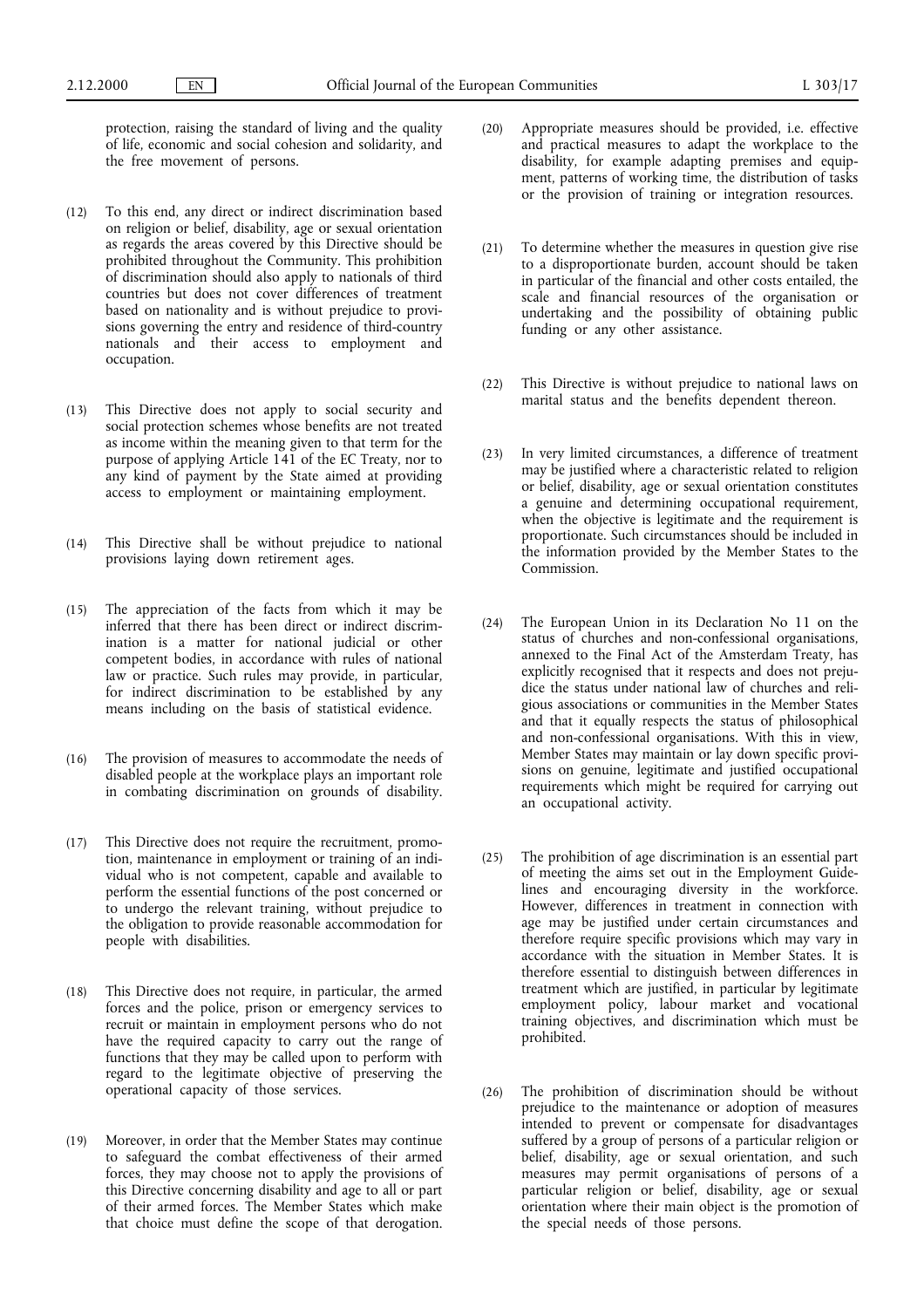protection, raising the standard of living and the quality of life, economic and social cohesion and solidarity, and the free movement of persons.

(12) To this end, any direct or indirect discrimination based on religion or belief, disability, age or sexual orientation as regards the areas covered by this Directive should be prohibited throughout the Community. This prohibition of discrimination should also apply to nationals of third countries but does not cover differences of treatment based on nationality and is without prejudice to provisions governing the entry and residence of third-country nationals and their access to employment and occupation.

(13) This Directive does not apply to social security and social protection schemes whose benefits are not treated as income within the meaning given to that term for the purpose of applying Article 141 of the EC Treaty, nor to any kind of payment by the State aimed at providing access to employment or maintaining employment.

(14) This Directive shall be without prejudice to national provisions laying down retirement ages.

(15) The appreciation of the facts from which it may be inferred that there has been direct or indirect discrimination is a matter for national judicial or other competent bodies, in accordance with rules of national law or practice. Such rules may provide, in particular, for indirect discrimination to be established by any means including on the basis of statistical evidence.

(16) The provision of measures to accommodate the needs of disabled people at the workplace plays an important role in combating discrimination on grounds of disability.

(17) This Directive does not require the recruitment, promotion, maintenance in employment or training of an individual who is not competent, capable and available to perform the essential functions of the post concerned or to undergo the relevant training, without prejudice to the obligation to provide reasonable accommodation for people with disabilities.

(18) This Directive does not require, in particular, the armed forces and the police, prison or emergency services to recruit or maintain in employment persons who do not have the required capacity to carry out the range of functions that they may be called upon to perform with regard to the legitimate objective of preserving the operational capacity of those services.

(19) Moreover, in order that the Member States may continue to safeguard the combat effectiveness of their armed forces, they may choose not to apply the provisions of this Directive concerning disability and age to all or part of their armed forces. The Member States which make that choice must define the scope of that derogation.

(20) Appropriate measures should be provided, i.e. effective and practical measures to adapt the workplace to the disability, for example adapting premises and equipment, patterns of working time, the distribution of tasks or the provision of training or integration resources.

(21) To determine whether the measures in question give rise to a disproportionate burden, account should be taken in particular of the financial and other costs entailed, the scale and financial resources of the organisation or undertaking and the possibility of obtaining public funding or any other assistance.

(22) This Directive is without prejudice to national laws on marital status and the benefits dependent thereon.

(23) In very limited circumstances, a difference of treatment may be justified where a characteristic related to religion or belief, disability, age or sexual orientation constitutes a genuine and determining occupational requirement, when the objective is legitimate and the requirement is proportionate. Such circumstances should be included in the information provided by the Member States to the Commission.

(24) The European Union in its Declaration No 11 on the status of churches and non-confessional organisations, annexed to the Final Act of the Amsterdam Treaty, has explicitly recognised that it respects and does not prejudice the status under national law of churches and religious associations or communities in the Member States and that it equally respects the status of philosophical and non-confessional organisations. With this in view, Member States may maintain or lay down specific provisions on genuine, legitimate and justified occupational requirements which might be required for carrying out an occupational activity.

(25) The prohibition of age discrimination is an essential part of meeting the aims set out in the Employment Guidelines and encouraging diversity in the workforce. However, differences in treatment in connection with age may be justified under certain circumstances and therefore require specific provisions which may vary in accordance with the situation in Member States. It is therefore essential to distinguish between differences in treatment which are justified, in particular by legitimate employment policy, labour market and vocational training objectives, and discrimination which must be prohibited.

(26) The prohibition of discrimination should be without prejudice to the maintenance or adoption of measures intended to prevent or compensate for disadvantages suffered by a group of persons of a particular religion or belief, disability, age or sexual orientation, and such measures may permit organisations of persons of a particular religion or belief, disability, age or sexual orientation where their main object is the promotion of the special needs of those persons.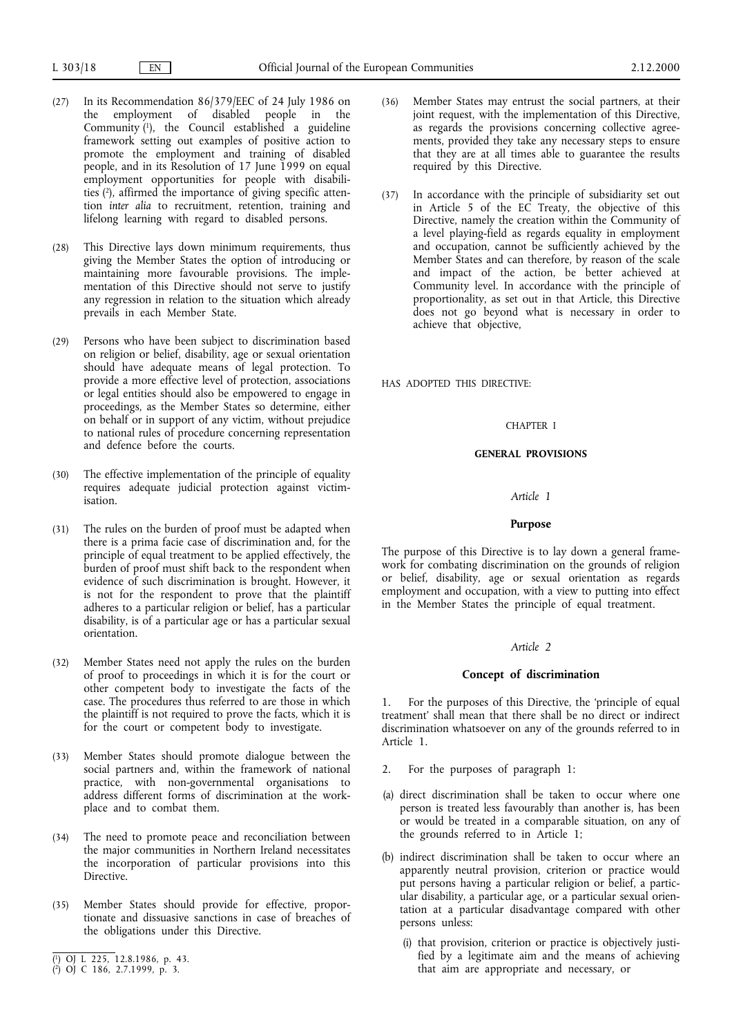(27) In its Recommendation 86/379/EEC of 24 July 1986 on the employment of disabled people in the Community [1], the Council established a guideline framework setting out examples of positive action to promote the employment and training of disabled people, and in its Resolution of 17 June 1999 on equal employment opportunities for people with disabilities [2], affirmed the importance of giving specific attention *inter alia* to recruitment, retention, training and lifelong learning with regard to disabled persons.

(28) This Directive lays down minimum requirements, thus giving the Member States the option of introducing or maintaining more favourable provisions. The implementation of this Directive should not serve to justify any regression in relation to the situation which already prevails in each Member State.

(29) Persons who have been subject to discrimination based on religion or belief, disability, age or sexual orientation should have adequate means of legal protection. To provide a more effective level of protection, associations or legal entities should also be empowered to engage in proceedings, as the Member States so determine, either on behalf or in support of any victim, without prejudice to national rules of procedure concerning representation and defence before the courts.

(30) The effective implementation of the principle of equality requires adequate judicial protection against victimisation.

(31) The rules on the burden of proof must be adapted when there is a prima facie case of discrimination and, for the principle of equal treatment to be applied effectively, the burden of proof must shift back to the respondent when evidence of such discrimination is brought. However, it is not for the respondent to prove that the plaintiff adheres to a particular religion or belief, has a particular disability, is of a particular age or has a particular sexual orientation.

(32) Member States need not apply the rules on the burden of proof to proceedings in which it is for the court or other competent body to investigate the facts of the case. The procedures thus referred to are those in which the plaintiff is not required to prove the facts, which it is for the court or competent body to investigate.

(33) Member States should promote dialogue between the social partners and, within the framework of national practice, with non-governmental organisations to address different forms of discrimination at the workplace and to combat them.

(34) The need to promote peace and reconciliation between the major communities in Northern Ireland necessitates the incorporation of particular provisions into this Directive.

(35) Member States should provide for effective, proportionate and dissuasive sanctions in case of breaches of the obligations under this Directive.

(36) Member States may entrust the social partners, at their joint request, with the implementation of this Directive, as regards the provisions concerning collective agreements, provided they take any necessary steps to ensure that they are at all times able to guarantee the results required by this Directive.

(37) In accordance with the principle of subsidiarity set out in Article 5 of the EC Treaty, the objective of this Directive, namely the creation within the Community of a level playing-field as regards equality in employment and occupation, cannot be sufficiently achieved by the Member States and can therefore, by reason of the scale and impact of the action, be better achieved at Community level. In accordance with the principle of proportionality, as set out in that Article, this Directive does not go beyond what is necessary in order to achieve that objective,

HAS ADOPTED THIS DIRECTIVE:

CHAPTER I

## GENERAL PROVISIONS

*Article 1*

### Purpose

The purpose of this Directive is to lay down a general framework for combating discrimination on the grounds of religion or belief, disability, age or sexual orientation as regards employment and occupation, with a view to putting into effect in the Member States the principle of equal treatment.

*Article 2*

### Concept of discrimination

1. For the purposes of this Directive, the 'principle of equal treatment' shall mean that there shall be no direct or indirect discrimination whatsoever on any of the grounds referred to in Article 1.

2. For the purposes of paragraph 1:

(a) direct discrimination shall be taken to occur where one person is treated less favourably than another is, has been or would be treated in a comparable situation, on any of the grounds referred to in Article 1;

(b) indirect discrimination shall be taken to occur where an apparently neutral provision, criterion or practice would put persons having a particular religion or belief, a particular disability, a particular age, or a particular sexual orientation at a particular disadvantage compared with other persons unless:

(i) that provision, criterion or practice is objectively justified by a legitimate aim and the means of achieving that aim are appropriate and necessary, or

[1] OJ L 225, 12.8.1986, p. 43.
[2] OJ C 186, 2.7.1999, p. 3.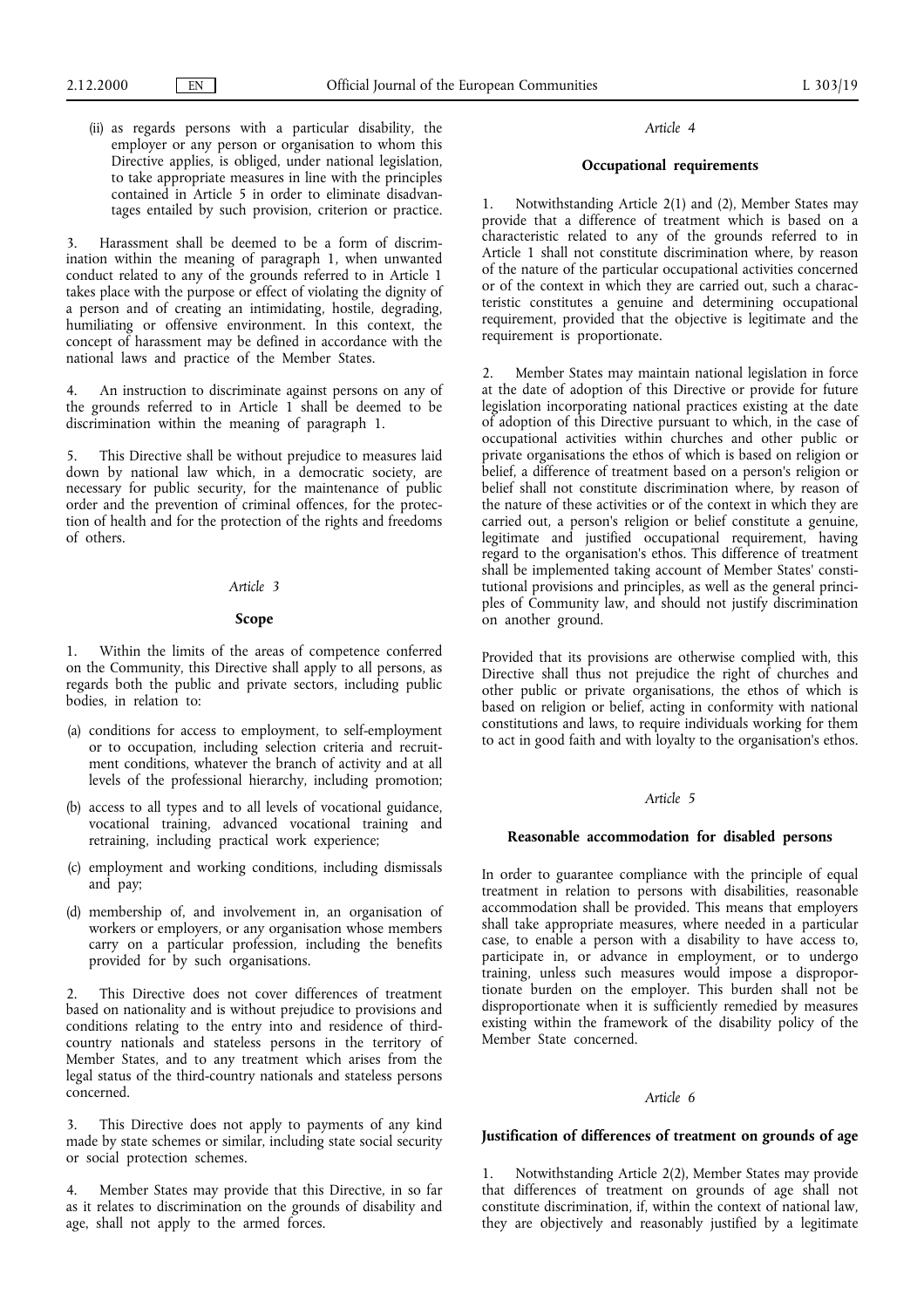(ii) as regards persons with a particular disability, the employer or any person or organisation to whom this Directive applies, is obliged, under national legislation, to take appropriate measures in line with the principles contained in Article 5 in order to eliminate disadvantages entailed by such provision, criterion or practice.

3. Harassment shall be deemed to be a form of discrimination within the meaning of paragraph 1, when unwanted conduct related to any of the grounds referred to in Article 1 takes place with the purpose or effect of violating the dignity of a person and of creating an intimidating, hostile, degrading, humiliating or offensive environment. In this context, the concept of harassment may be defined in accordance with the national laws and practice of the Member States.

4. An instruction to discriminate against persons on any of the grounds referred to in Article 1 shall be deemed to be discrimination within the meaning of paragraph 1.

5. This Directive shall be without prejudice to measures laid down by national law which, in a democratic society, are necessary for public security, for the maintenance of public order and the prevention of criminal offences, for the protection of health and for the protection of the rights and freedoms of others.

*Article 3*

**Scope**

1. Within the limits of the areas of competence conferred on the Community, this Directive shall apply to all persons, as regards both the public and private sectors, including public bodies, in relation to:

(a) conditions for access to employment, to self-employment or to occupation, including selection criteria and recruitment conditions, whatever the branch of activity and at all levels of the professional hierarchy, including promotion;

(b) access to all types and to all levels of vocational guidance, vocational training, advanced vocational training and retraining, including practical work experience;

(c) employment and working conditions, including dismissals and pay;

(d) membership of, and involvement in, an organisation of workers or employers, or any organisation whose members carry on a particular profession, including the benefits provided for by such organisations.

2. This Directive does not cover differences of treatment based on nationality and is without prejudice to provisions and conditions relating to the entry into and residence of third-country nationals and stateless persons in the territory of Member States, and to any treatment which arises from the legal status of the third-country nationals and stateless persons concerned.

3. This Directive does not apply to payments of any kind made by state schemes or similar, including state social security or social protection schemes.

4. Member States may provide that this Directive, in so far as it relates to discrimination on the grounds of disability and age, shall not apply to the armed forces.

*Article 4*

**Occupational requirements**

1. Notwithstanding Article 2(1) and (2), Member States may provide that a difference of treatment which is based on a characteristic related to any of the grounds referred to in Article 1 shall not constitute discrimination where, by reason of the nature of the particular occupational activities concerned or of the context in which they are carried out, such a characteristic constitutes a genuine and determining occupational requirement, provided that the objective is legitimate and the requirement is proportionate.

2. Member States may maintain national legislation in force at the date of adoption of this Directive or provide for future legislation incorporating national practices existing at the date of adoption of this Directive pursuant to which, in the case of occupational activities within churches and other public or private organisations the ethos of which is based on religion or belief, a difference of treatment based on a person's religion or belief shall not constitute discrimination where, by reason of the nature of these activities or of the context in which they are carried out, a person's religion or belief constitute a genuine, legitimate and justified occupational requirement, having regard to the organisation's ethos. This difference of treatment shall be implemented taking account of Member States' constitutional provisions and principles, as well as the general principles of Community law, and should not justify discrimination on another ground.

Provided that its provisions are otherwise complied with, this Directive shall thus not prejudice the right of churches and other public or private organisations, the ethos of which is based on religion or belief, acting in conformity with national constitutions and laws, to require individuals working for them to act in good faith and with loyalty to the organisation's ethos.

*Article 5*

**Reasonable accommodation for disabled persons**

In order to guarantee compliance with the principle of equal treatment in relation to persons with disabilities, reasonable accommodation shall be provided. This means that employers shall take appropriate measures, where needed in a particular case, to enable a person with a disability to have access to, participate in, or advance in employment, or to undergo training, unless such measures would impose a disproportionate burden on the employer. This burden shall not be disproportionate when it is sufficiently remedied by measures existing within the framework of the disability policy of the Member State concerned.

*Article 6*

**Justification of differences of treatment on grounds of age**

1. Notwithstanding Article 2(2), Member States may provide that differences of treatment on grounds of age shall not constitute discrimination, if, within the context of national law, they are objectively and reasonably justified by a legitimate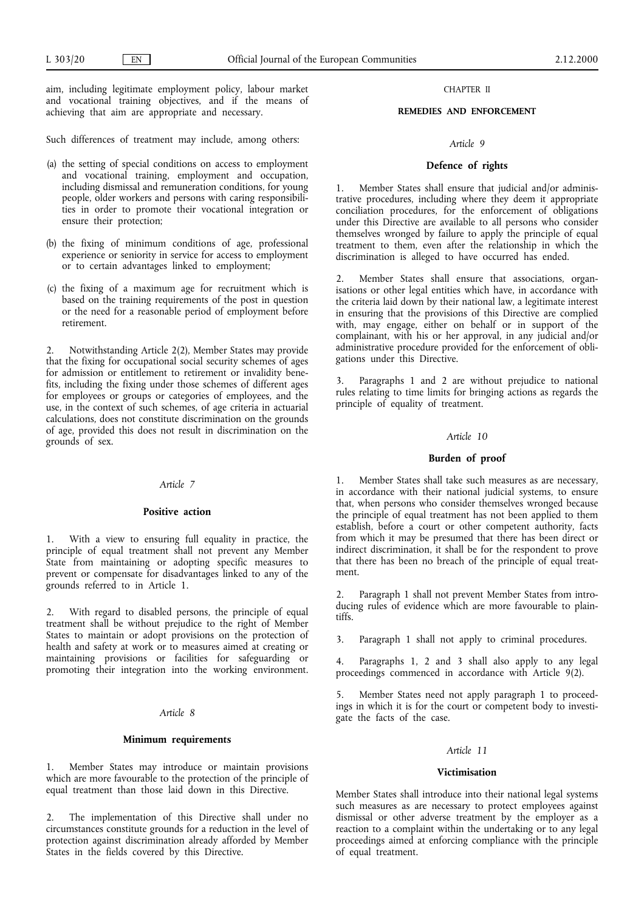aim, including legitimate employment policy, labour market and vocational training objectives, and if the means of achieving that aim are appropriate and necessary.

Such differences of treatment may include, among others:

(a) the setting of special conditions on access to employment and vocational training, employment and occupation, including dismissal and remuneration conditions, for young people, older workers and persons with caring responsibilities in order to promote their vocational integration or ensure their protection;

(b) the fixing of minimum conditions of age, professional experience or seniority in service for access to employment or to certain advantages linked to employment;

(c) the fixing of a maximum age for recruitment which is based on the training requirements of the post in question or the need for a reasonable period of employment before retirement.

2. Notwithstanding Article 2(2), Member States may provide that the fixing for occupational social security schemes of ages for admission or entitlement to retirement or invalidity benefits, including the fixing under those schemes of different ages for employees or groups or categories of employees, and the use, in the context of such schemes, of age criteria in actuarial calculations, does not constitute discrimination on the grounds of age, provided this does not result in discrimination on the grounds of sex.

*Article 7*

**Positive action**

1. With a view to ensuring full equality in practice, the principle of equal treatment shall not prevent any Member State from maintaining or adopting specific measures to prevent or compensate for disadvantages linked to any of the grounds referred to in Article 1.

2. With regard to disabled persons, the principle of equal treatment shall be without prejudice to the right of Member States to maintain or adopt provisions on the protection of health and safety at work or to measures aimed at creating or maintaining provisions or facilities for safeguarding or promoting their integration into the working environment.

*Article 8*

**Minimum requirements**

1. Member States may introduce or maintain provisions which are more favourable to the protection of the principle of equal treatment than those laid down in this Directive.

2. The implementation of this Directive shall under no circumstances constitute grounds for a reduction in the level of protection against discrimination already afforded by Member States in the fields covered by this Directive.

CHAPTER II

**REMEDIES AND ENFORCEMENT**

*Article 9*

**Defence of rights**

1. Member States shall ensure that judicial and/or administrative procedures, including where they deem it appropriate conciliation procedures, for the enforcement of obligations under this Directive are available to all persons who consider themselves wronged by failure to apply the principle of equal treatment to them, even after the relationship in which the discrimination is alleged to have occurred has ended.

2. Member States shall ensure that associations, organisations or other legal entities which have, in accordance with the criteria laid down by their national law, a legitimate interest in ensuring that the provisions of this Directive are complied with, may engage, either on behalf or in support of the complainant, with his or her approval, in any judicial and/or administrative procedure provided for the enforcement of obligations under this Directive.

3. Paragraphs 1 and 2 are without prejudice to national rules relating to time limits for bringing actions as regards the principle of equality of treatment.

*Article 10*

**Burden of proof**

1. Member States shall take such measures as are necessary, in accordance with their national judicial systems, to ensure that, when persons who consider themselves wronged because the principle of equal treatment has not been applied to them establish, before a court or other competent authority, facts from which it may be presumed that there has been direct or indirect discrimination, it shall be for the respondent to prove that there has been no breach of the principle of equal treatment.

2. Paragraph 1 shall not prevent Member States from introducing rules of evidence which are more favourable to plaintiffs.

3. Paragraph 1 shall not apply to criminal procedures.

4. Paragraphs 1, 2 and 3 shall also apply to any legal proceedings commenced in accordance with Article 9(2).

5. Member States need not apply paragraph 1 to proceedings in which it is for the court or competent body to investigate the facts of the case.

*Article 11*

**Victimisation**

Member States shall introduce into their national legal systems such measures as are necessary to protect employees against dismissal or other adverse treatment by the employer as a reaction to a complaint within the undertaking or to any legal proceedings aimed at enforcing compliance with the principle of equal treatment.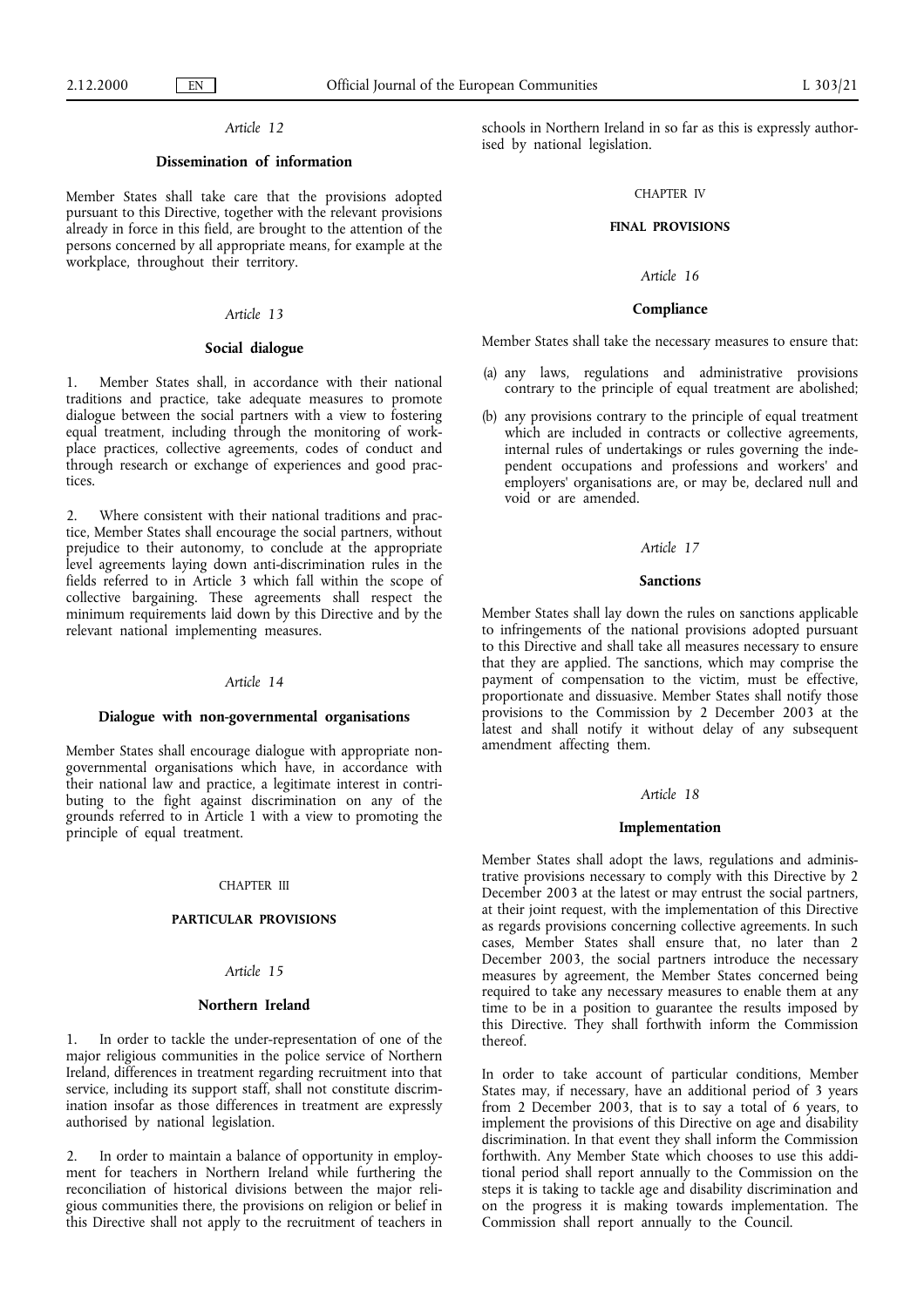*Article 12*

**Dissemination of information**

Member States shall take care that the provisions adopted pursuant to this Directive, together with the relevant provisions already in force in this field, are brought to the attention of the persons concerned by all appropriate means, for example at the workplace, throughout their territory.

*Article 13*

**Social dialogue**

1. Member States shall, in accordance with their national traditions and practice, take adequate measures to promote dialogue between the social partners with a view to fostering equal treatment, including through the monitoring of workplace practices, collective agreements, codes of conduct and through research or exchange of experiences and good practices.

2. Where consistent with their national traditions and practice, Member States shall encourage the social partners, without prejudice to their autonomy, to conclude at the appropriate level agreements laying down anti-discrimination rules in the fields referred to in Article 3 which fall within the scope of collective bargaining. These agreements shall respect the minimum requirements laid down by this Directive and by the relevant national implementing measures.

*Article 14*

**Dialogue with non-governmental organisations**

Member States shall encourage dialogue with appropriate non-governmental organisations which have, in accordance with their national law and practice, a legitimate interest in contributing to the fight against discrimination on any of the grounds referred to in Article 1 with a view to promoting the principle of equal treatment.

CHAPTER III

**PARTICULAR PROVISIONS**

*Article 15*

**Northern Ireland**

1. In order to tackle the under-representation of one of the major religious communities in the police service of Northern Ireland, differences in treatment regarding recruitment into that service, including its support staff, shall not constitute discrimination insofar as those differences in treatment are expressly authorised by national legislation.

2. In order to maintain a balance of opportunity in employment for teachers in Northern Ireland while furthering the reconciliation of historical divisions between the major religious communities there, the provisions on religion or belief in this Directive shall not apply to the recruitment of teachers in schools in Northern Ireland in so far as this is expressly authorised by national legislation.

CHAPTER IV

**FINAL PROVISIONS**

*Article 16*

**Compliance**

Member States shall take the necessary measures to ensure that:

(a) any laws, regulations and administrative provisions contrary to the principle of equal treatment are abolished;

(b) any provisions contrary to the principle of equal treatment which are included in contracts or collective agreements, internal rules of undertakings or rules governing the independent occupations and professions and workers' and employers' organisations are, or may be, declared null and void or are amended.

*Article 17*

**Sanctions**

Member States shall lay down the rules on sanctions applicable to infringements of the national provisions adopted pursuant to this Directive and shall take all measures necessary to ensure that they are applied. The sanctions, which may comprise the payment of compensation to the victim, must be effective, proportionate and dissuasive. Member States shall notify those provisions to the Commission by 2 December 2003 at the latest and shall notify it without delay of any subsequent amendment affecting them.

*Article 18*

**Implementation**

Member States shall adopt the laws, regulations and administrative provisions necessary to comply with this Directive by 2 December 2003 at the latest or may entrust the social partners, at their joint request, with the implementation of this Directive as regards provisions concerning collective agreements. In such cases, Member States shall ensure that, no later than 2 December 2003, the social partners introduce the necessary measures by agreement, the Member States concerned being required to take any necessary measures to enable them at any time to be in a position to guarantee the results imposed by this Directive. They shall forthwith inform the Commission thereof.

In order to take account of particular conditions, Member States may, if necessary, have an additional period of 3 years from 2 December 2003, that is to say a total of 6 years, to implement the provisions of this Directive on age and disability discrimination. In that event they shall inform the Commission forthwith. Any Member State which chooses to use this additional period shall report annually to the Commission on the steps it is taking to tackle age and disability discrimination and on the progress it is making towards implementation. The Commission shall report annually to the Council.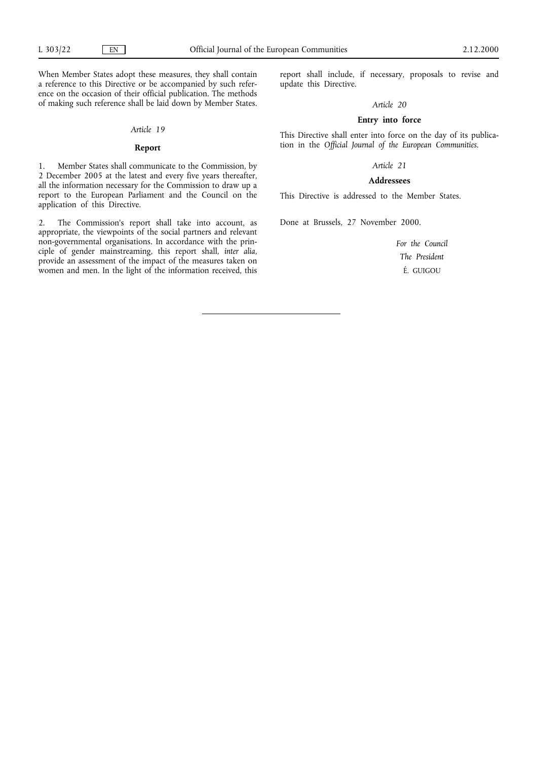When Member States adopt these measures, they shall contain a reference to this Directive or be accompanied by such reference on the occasion of their official publication. The methods of making such reference shall be laid down by Member States.

*Article 19*

**Report**

1. Member States shall communicate to the Commission, by 2 December 2005 at the latest and every five years thereafter, all the information necessary for the Commission to draw up a report to the European Parliament and the Council on the application of this Directive.

2. The Commission's report shall take into account, as appropriate, the viewpoints of the social partners and relevant non-governmental organisations. In accordance with the principle of gender mainstreaming, this report shall, *inter alia*, provide an assessment of the impact of the measures taken on women and men. In the light of the information received, this report shall include, if necessary, proposals to revise and update this Directive.

*Article 20*

**Entry into force**

This Directive shall enter into force on the day of its publication in the *Official Journal of the European Communities*.

*Article 21*

**Addressees**

This Directive is addressed to the Member States.

Done at Brussels, 27 November 2000.

*For the Council*

*The President*

É. GUIGOU